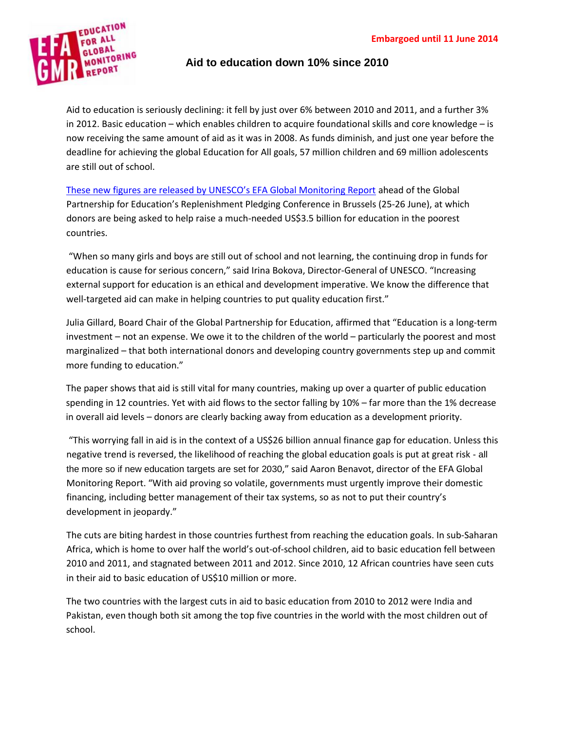Embargoed until 11 June 2014

# Aid to education down 10% since 2010

Aid to education is seriously declining: it fell by just over 6% between 2010 and 2011, and a further 3% in 2012. Basic education – which enables children to acquire foundational skills and core knowledge – is now receiving the same amount of aid as it was in 2008. As funds diminish, and just one year before the deadline for achieving the global Education for All goals, 57 million children and 69 million adolescents are still out of school.

These new figures are released by UNESCO's EFA Global Monitoring Report ahead of the Global Partnership for Education's Replenishment Pledging Conference in Brussels (25-26 June), at which donors are being asked to help raise a much-needed US$3.5 billion for education in the poorest countries.

"When so many girls and boys are still out of school and not learning, the continuing drop in funds for education is cause for serious concern," said Irina Bokova, Director-General of UNESCO. "Increasing external support for education is an ethical and development imperative. We know the difference that well-targeted aid can make in helping countries to put quality education first."

Julia Gillard, Board Chair of the Global Partnership for Education, affirmed that "Education is a long-term investment – not an expense. We owe it to the children of the world – particularly the poorest and most marginalized – that both international donors and developing country governments step up and commit more funding to education."

The paper shows that aid is still vital for many countries, making up over a quarter of public education spending in 12 countries. Yet with aid flows to the sector falling by 10% – far more than the 1% decrease in overall aid levels – donors are clearly backing away from education as a development priority.

"This worrying fall in aid is in the context of a US$26 billion annual finance gap for education. Unless this negative trend is reversed, the likelihood of reaching the global education goals is put at great risk - all the more so if new education targets are set for 2030," said Aaron Benavot, director of the EFA Global Monitoring Report. "With aid proving so volatile, governments must urgently improve their domestic financing, including better management of their tax systems, so as not to put their country's development in jeopardy."

The cuts are biting hardest in those countries furthest from reaching the education goals. In sub-Saharan Africa, which is home to over half the world's out-of-school children, aid to basic education fell between 2010 and 2011, and stagnated between 2011 and 2012. Since 2010, 12 African countries have seen cuts in their aid to basic education of US$10 million or more.

The two countries with the largest cuts in aid to basic education from 2010 to 2012 were India and Pakistan, even though both sit among the top five countries in the world with the most children out of school.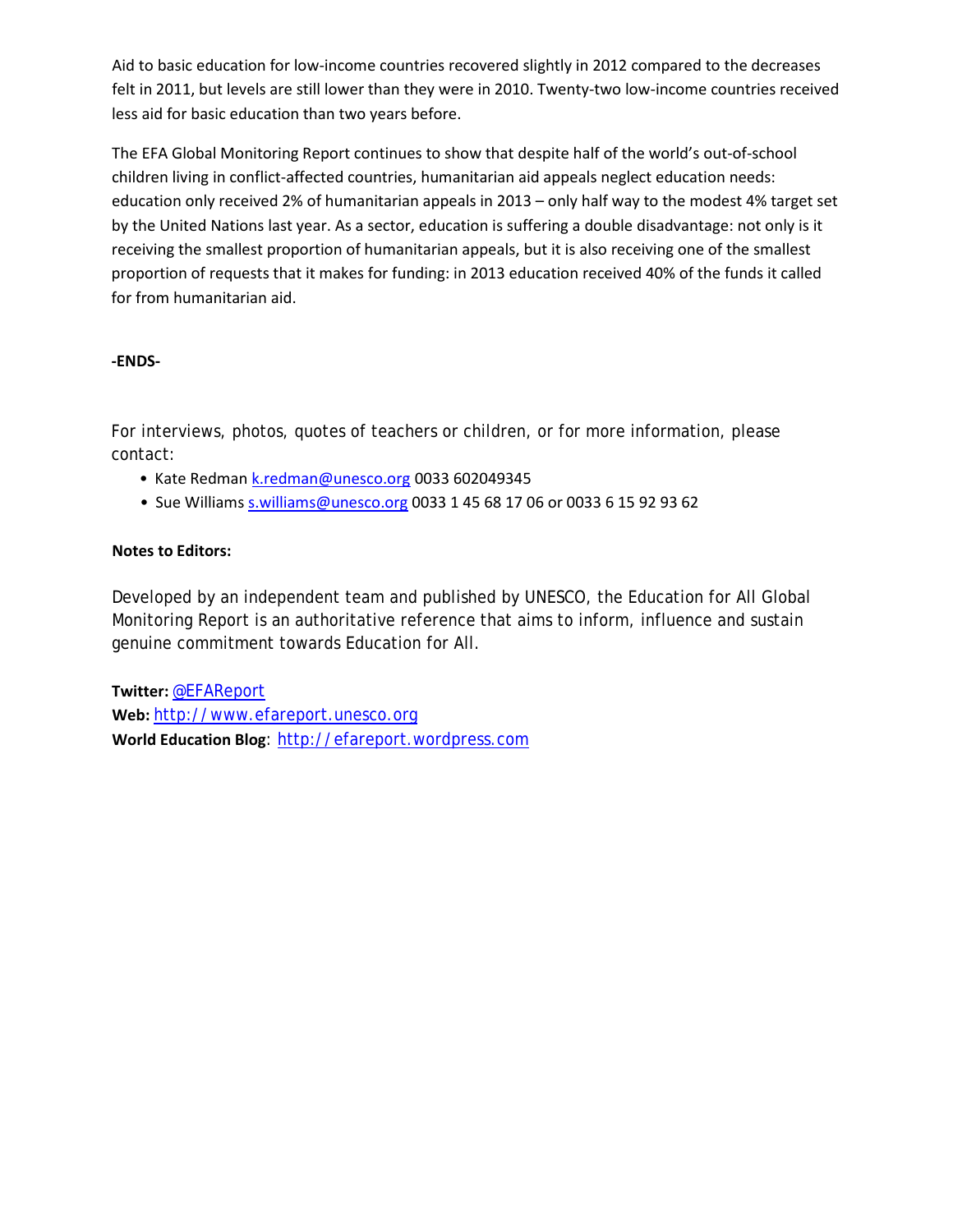Aid to basic education for low-income countries recovered slightly in 2012 compared to the decreases felt in 2011, but levels are still lower than they were in 2010. Twenty-two low-income countries received less aid for basic education than two years before.

The EFA Global Monitoring Report continues to show that despite half of the world's out-of-school children living in conflict-affected countries, humanitarian aid appeals neglect education needs: education only received 2% of humanitarian appeals in 2013 – only half way to the modest 4% target set by the United Nations last year. As a sector, education is suffering a double disadvantage: not only is it receiving the smallest proportion of humanitarian appeals, but it is also receiving one of the smallest proportion of requests that it makes for funding: in 2013 education received 40% of the funds it called for from humanitarian aid.

**-ENDS-**

For interviews, photos, quotes of teachers or children, or for more information, please contact:

- Kate Redman k.redman@unesco.org 0033 602049345
- Sue Williams s.williams@unesco.org 0033 1 45 68 17 06 or 0033 6 15 92 93 62

**Notes to Editors:**

Developed by an independent team and published by UNESCO, the Education for All Global Monitoring Report is an authoritative reference that aims to inform, influence and sustain genuine commitment towards Education for All.

**Twitter:** @EFAReport
**Web:** http://www.efareport.unesco.org
**World Education Blog**: http://efareport.wordpress.com